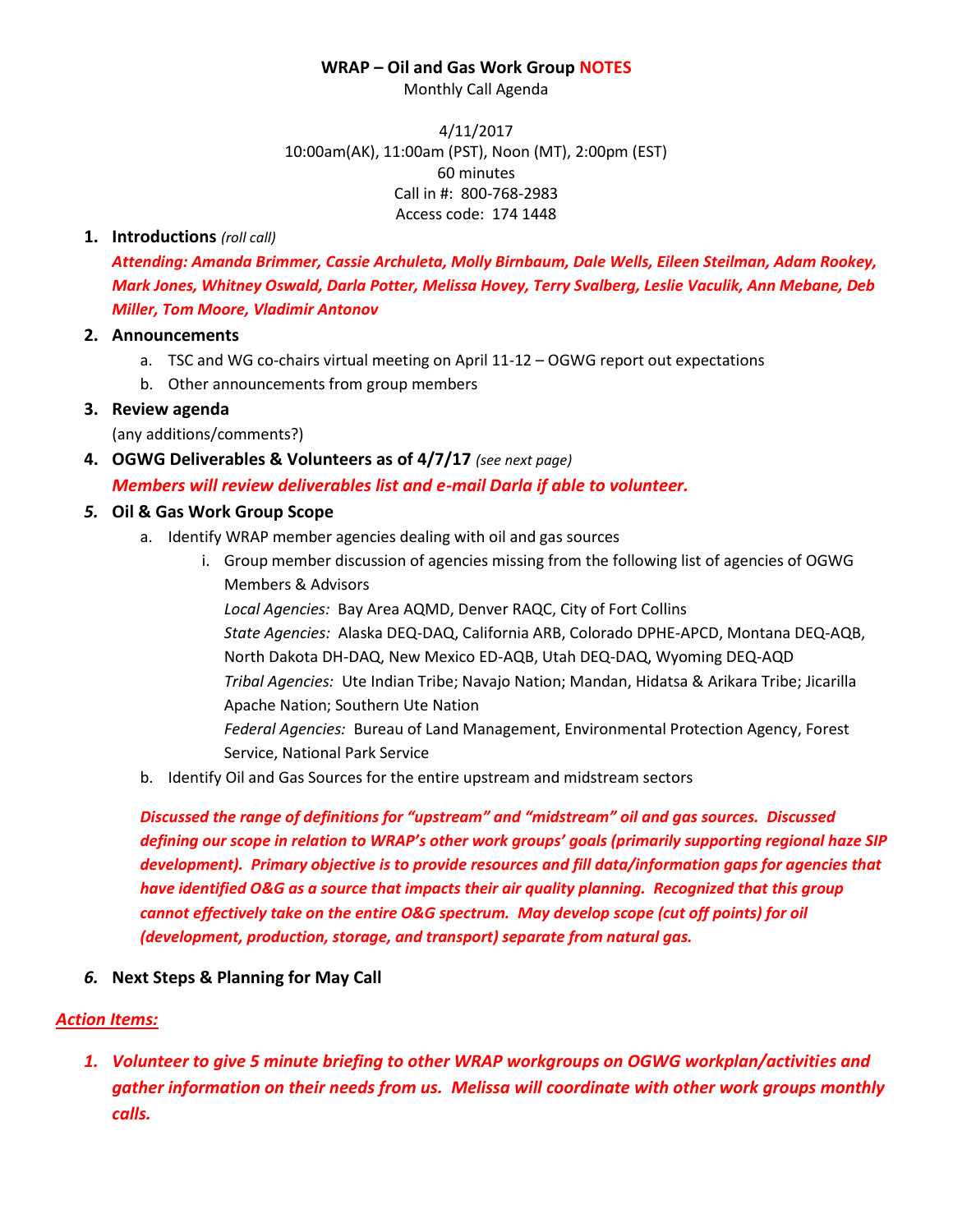**WRAP – Oil and Gas Work Group NOTES**

Monthly Call Agenda

4/11/2017
10:00am(AK), 11:00am (PST), Noon (MT), 2:00pm (EST)
60 minutes
Call in #: 800-768-2983
Access code: 174 1448

1. **Introductions** *(roll call)*

   ***Attending: Amanda Brimmer, Cassie Archuleta, Molly Birnbaum, Dale Wells, Eileen Steilman, Adam Rookey, Mark Jones, Whitney Oswald, Darla Potter, Melissa Hovey, Terry Svalberg, Leslie Vaculik, Ann Mebane, Deb Miller, Tom Moore, Vladimir Antonov***

2. **Announcements**
   a. TSC and WG co-chairs virtual meeting on April 11-12 – OGWG report out expectations
   b. Other announcements from group members

3. **Review agenda**

   (any additions/comments?)

4. **OGWG Deliverables & Volunteers as of 4/7/17** *(see next page)*

   ***Members will review deliverables list and e-mail Darla if able to volunteer.***

5. **Oil & Gas Work Group Scope**
   a. Identify WRAP member agencies dealing with oil and gas sources
      i. Group member discussion of agencies missing from the following list of agencies of OGWG Members & Advisors

         *Local Agencies:* Bay Area AQMD, Denver RAQC, City of Fort Collins

         *State Agencies:* Alaska DEQ-DAQ, California ARB, Colorado DPHE-APCD, Montana DEQ-AQB, North Dakota DH-DAQ, New Mexico ED-AQB, Utah DEQ-DAQ, Wyoming DEQ-AQD

         *Tribal Agencies:* Ute Indian Tribe; Navajo Nation; Mandan, Hidatsa & Arikara Tribe; Jicarilla Apache Nation; Southern Ute Nation

         *Federal Agencies:* Bureau of Land Management, Environmental Protection Agency, Forest Service, National Park Service

   b. Identify Oil and Gas Sources for the entire upstream and midstream sectors

   ***Discussed the range of definitions for "upstream" and "midstream" oil and gas sources. Discussed defining our scope in relation to WRAP's other work groups' goals (primarily supporting regional haze SIP development). Primary objective is to provide resources and fill data/information gaps for agencies that have identified O&G as a source that impacts their air quality planning. Recognized that this group cannot effectively take on the entire O&G spectrum. May develop scope (cut off points) for oil (development, production, storage, and transport) separate from natural gas.***

6. **Next Steps & Planning for May Call**

***Action Items:***

1. ***Volunteer to give 5 minute briefing to other WRAP workgroups on OGWG workplan/activities and gather information on their needs from us. Melissa will coordinate with other work groups monthly calls.***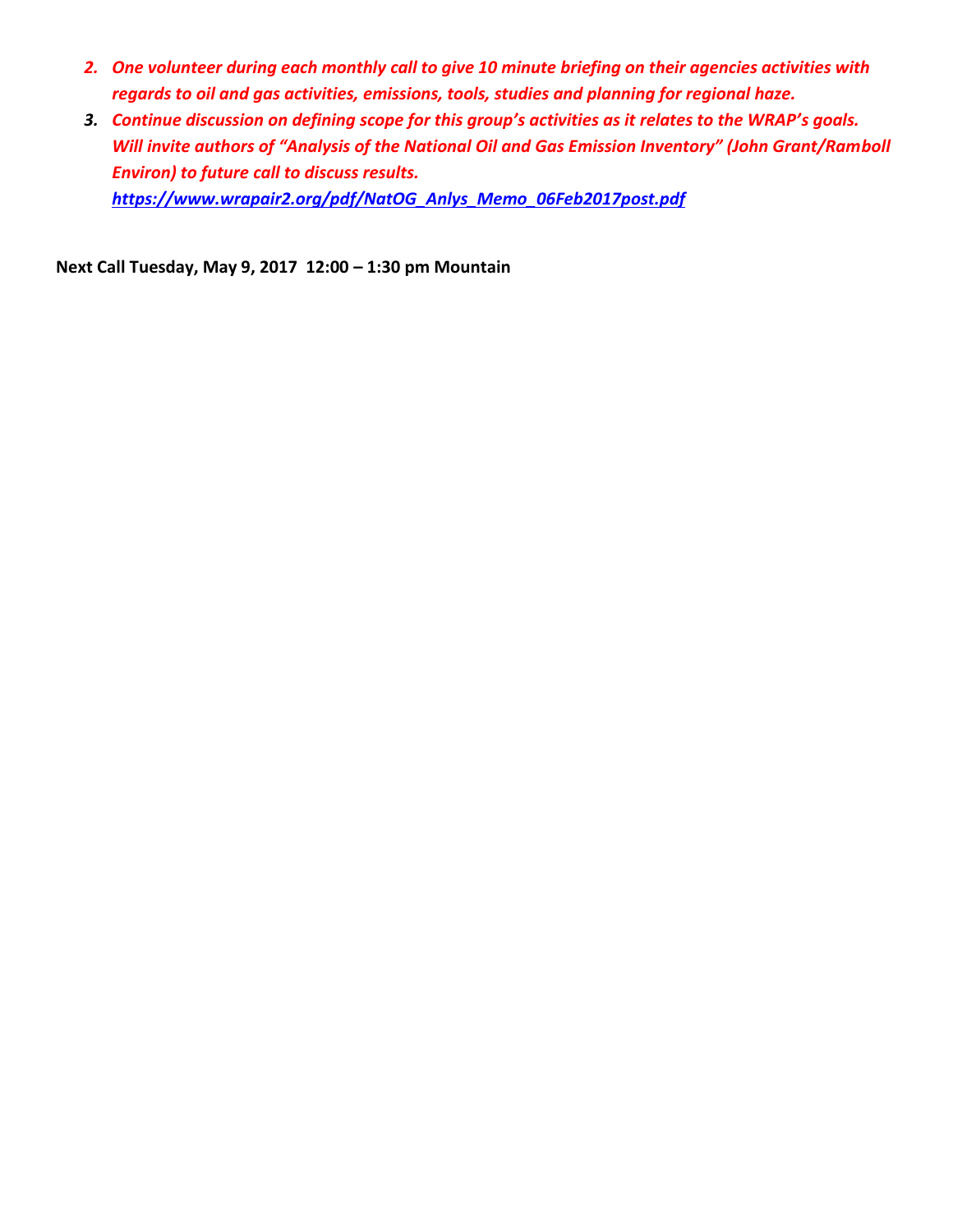2. ***One volunteer during each monthly call to give 10 minute briefing on their agencies activities with regards to oil and gas activities, emissions, tools, studies and planning for regional haze.***
3. ***Continue discussion on defining scope for this group's activities as it relates to the WRAP's goals. Will invite authors of "Analysis of the National Oil and Gas Emission Inventory" (John Grant/Ramboll Environ) to future call to discuss results.***
   ***https://www.wrapair2.org/pdf/NatOG_Anlys_Memo_06Feb2017post.pdf***

**Next Call Tuesday, May 9, 2017 12:00 – 1:30 pm Mountain**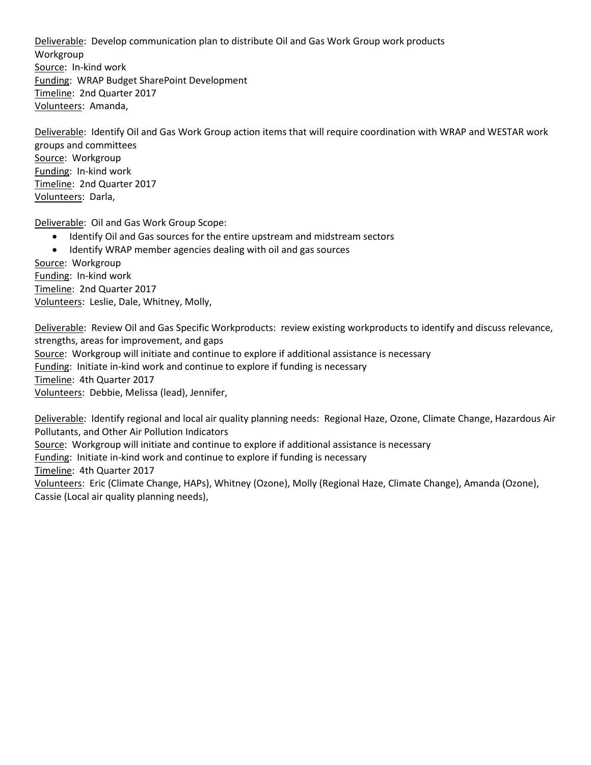Deliverable: Develop communication plan to distribute Oil and Gas Work Group work products
Workgroup
Source: In-kind work
Funding: WRAP Budget SharePoint Development
Timeline: 2nd Quarter 2017
Volunteers: Amanda,

Deliverable: Identify Oil and Gas Work Group action items that will require coordination with WRAP and WESTAR work groups and committees
Source: Workgroup
Funding: In-kind work
Timeline: 2nd Quarter 2017
Volunteers: Darla,

Deliverable: Oil and Gas Work Group Scope:

- Identify Oil and Gas sources for the entire upstream and midstream sectors
- Identify WRAP member agencies dealing with oil and gas sources

Source: Workgroup
Funding: In-kind work
Timeline: 2nd Quarter 2017
Volunteers: Leslie, Dale, Whitney, Molly,

Deliverable: Review Oil and Gas Specific Workproducts: review existing workproducts to identify and discuss relevance, strengths, areas for improvement, and gaps
Source: Workgroup will initiate and continue to explore if additional assistance is necessary
Funding: Initiate in-kind work and continue to explore if funding is necessary
Timeline: 4th Quarter 2017
Volunteers: Debbie, Melissa (lead), Jennifer,

Deliverable: Identify regional and local air quality planning needs: Regional Haze, Ozone, Climate Change, Hazardous Air Pollutants, and Other Air Pollution Indicators
Source: Workgroup will initiate and continue to explore if additional assistance is necessary
Funding: Initiate in-kind work and continue to explore if funding is necessary
Timeline: 4th Quarter 2017
Volunteers: Eric (Climate Change, HAPs), Whitney (Ozone), Molly (Regional Haze, Climate Change), Amanda (Ozone), Cassie (Local air quality planning needs),